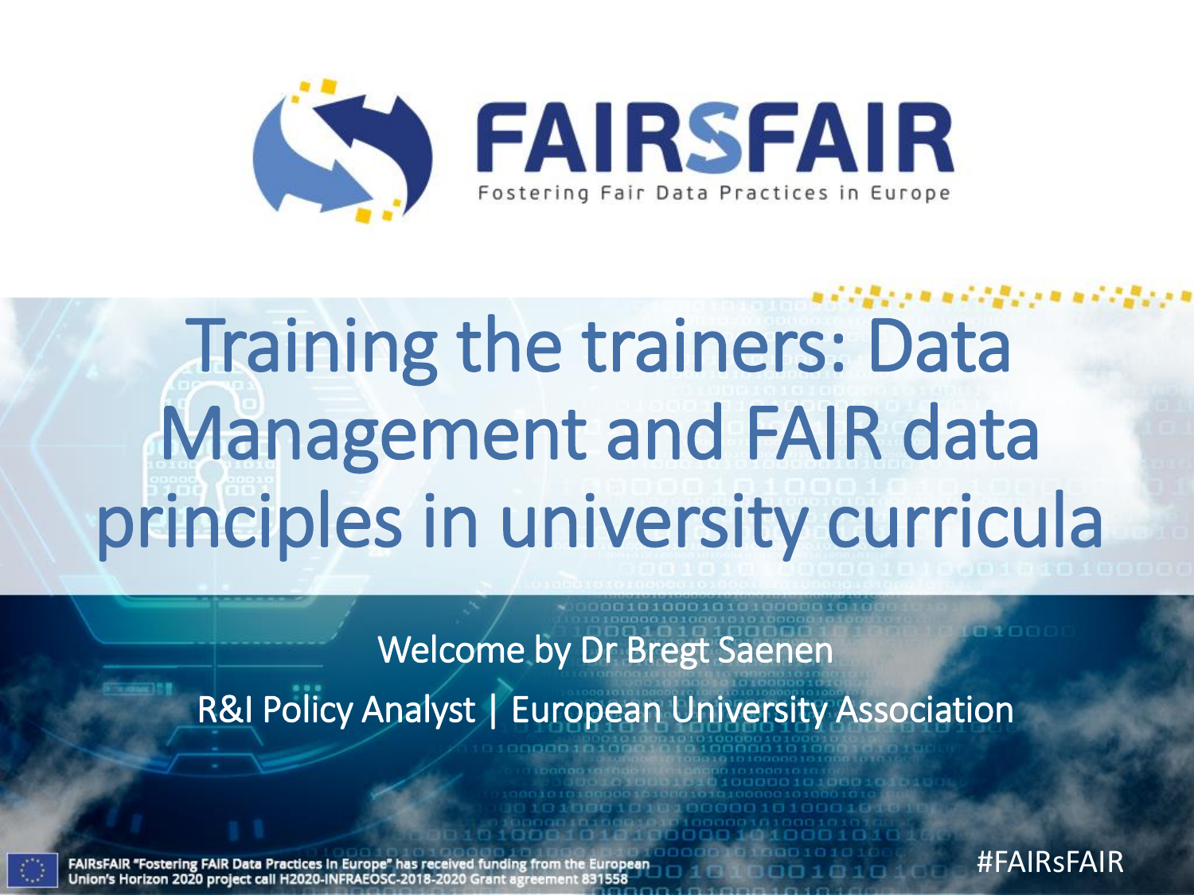# FAIRSFAIR

Fostering Fair Data Practices in Europe

# Training the trainers: Data Management and FAIR data principles in university curricula

Welcome by Dr Bregt Saenen

R&I Policy Analyst | European University Association

FAIRsFAIR "Fostering FAIR Data Practices in Europe" has received funding from the European Union's Horizon 2020 project call H2020-INFRAEOSC-2018-2020 Grant agreement 831558

#FAIRsFAIR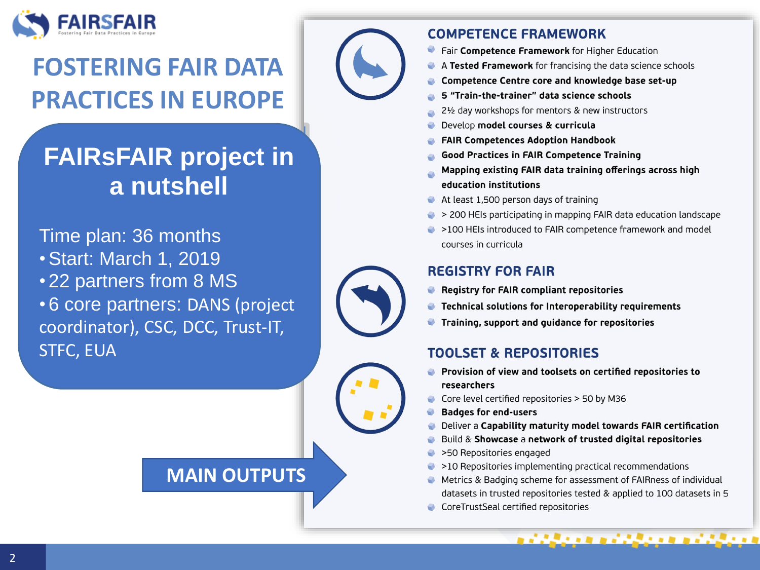# FOSTERING FAIR DATA PRACTICES IN EUROPE

## FAIRsFAIR project in a nutshell

Time plan: 36 months

- Start: March 1, 2019
- 22 partners from 8 MS
- 6 core partners: DANS (project coordinator), CSC, DCC, Trust-IT, STFC, EUA

**MAIN OUTPUTS**

### COMPETENCE FRAMEWORK

- Fair **Competence Framework** for Higher Education
- A **Tested Framework** for francising the data science schools
- **Competence Centre core and knowledge base set-up**
- **5 "Train-the-trainer" data science schools**
- 2½ day workshops for mentors & new instructors
- Develop **model courses & curricula**
- **FAIR Competences Adoption Handbook**
- **Good Practices in FAIR Competence Training**
- **Mapping existing FAIR data training offerings across high education institutions**
- At least 1,500 person days of training
- > 200 HEIs participating in mapping FAIR data education landscape
- >100 HEIs introduced to FAIR competence framework and model courses in curricula

### REGISTRY FOR FAIR

- **Registry for FAIR compliant repositories**
- **Technical solutions for Interoperability requirements**
- **Training, support and guidance for repositories**

### TOOLSET & REPOSITORIES

- **Provision of view and toolsets on certified repositories to researchers**
- Core level certified repositories > 50 by M36
- **Badges for end-users**
- Deliver a **Capability maturity model towards FAIR certification**
- Build & **Showcase** a **network of trusted digital repositories**
- >50 Repositories engaged
- >10 Repositories implementing practical recommendations
- Metrics & Badging scheme for assessment of FAIRness of individual datasets in trusted repositories tested & applied to 100 datasets in 5
- CoreTrustSeal certified repositories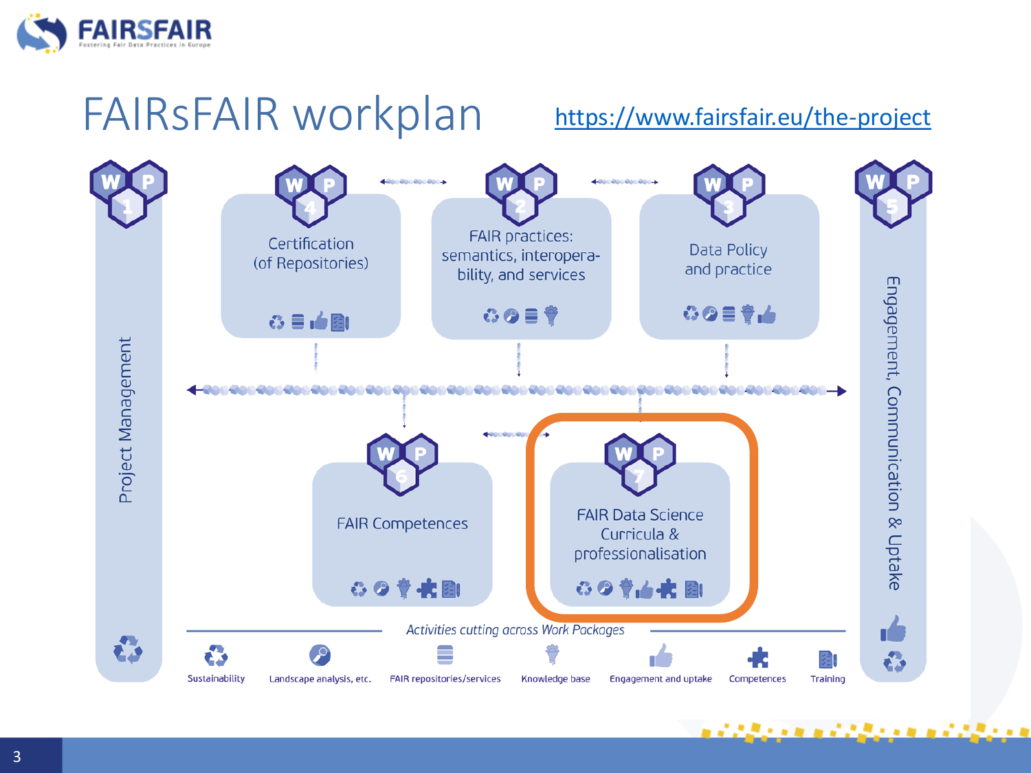# FAIRsFAIR workplan

https://www.fairsfair.eu/the-project

**WP 1** – Project Management

**WP 4** – Certification (of Repositories)

**WP 2** – FAIR practices: semantics, interoperability, and services

**WP 3** – Data Policy and practice

**WP 5** – Engagement, Communication & Uptake

**WP 6** – FAIR Competences

**WP 7** – FAIR Data Science Curricula & professionalisation

*Activities cutting across Work Packages*

- Sustainability
- Landscape analysis, etc.
- FAIR repositories/services
- Knowledge base
- Engagement and uptake
- Competences
- Training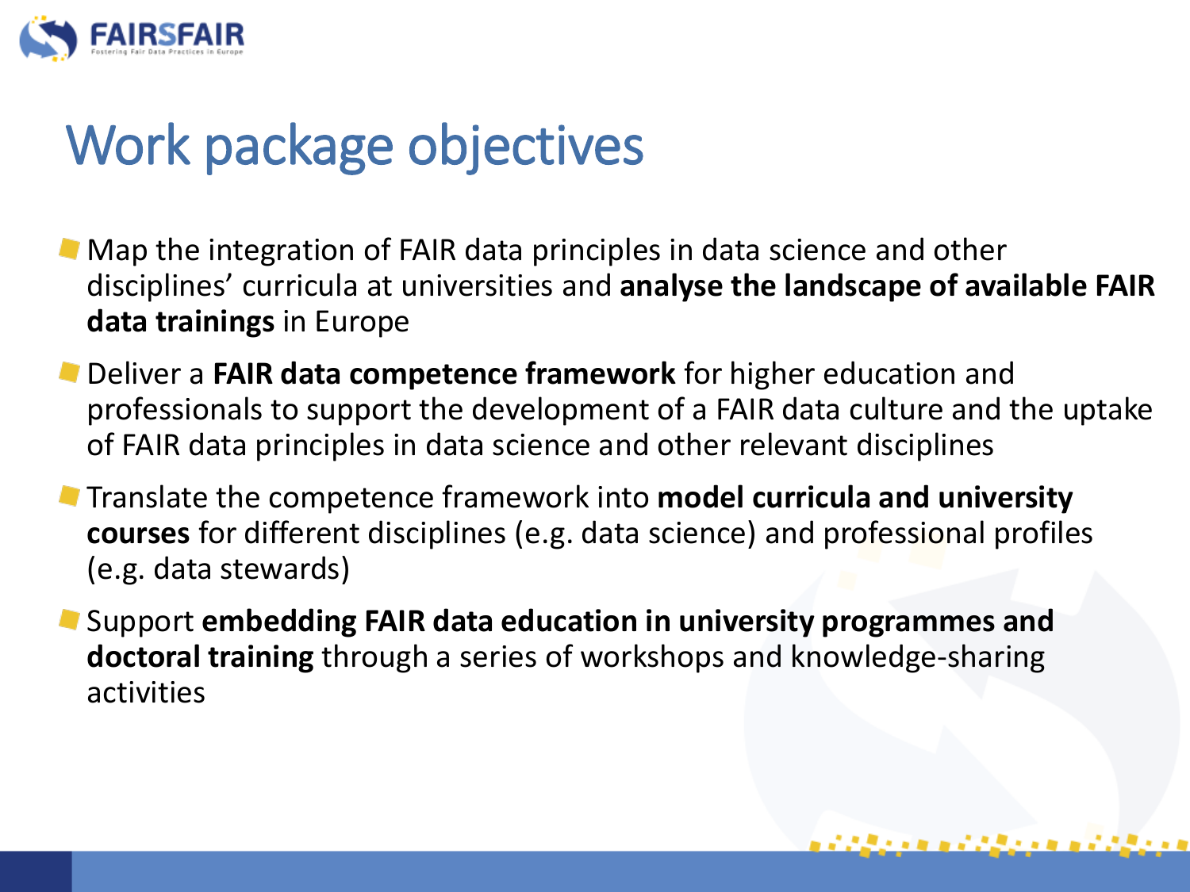# Work package objectives

- Map the integration of FAIR data principles in data science and other disciplines' curricula at universities and **analyse the landscape of available FAIR data trainings** in Europe
- Deliver a **FAIR data competence framework** for higher education and professionals to support the development of a FAIR data culture and the uptake of FAIR data principles in data science and other relevant disciplines
- Translate the competence framework into **model curricula and university courses** for different disciplines (e.g. data science) and professional profiles (e.g. data stewards)
- Support **embedding FAIR data education in university programmes and doctoral training** through a series of workshops and knowledge-sharing activities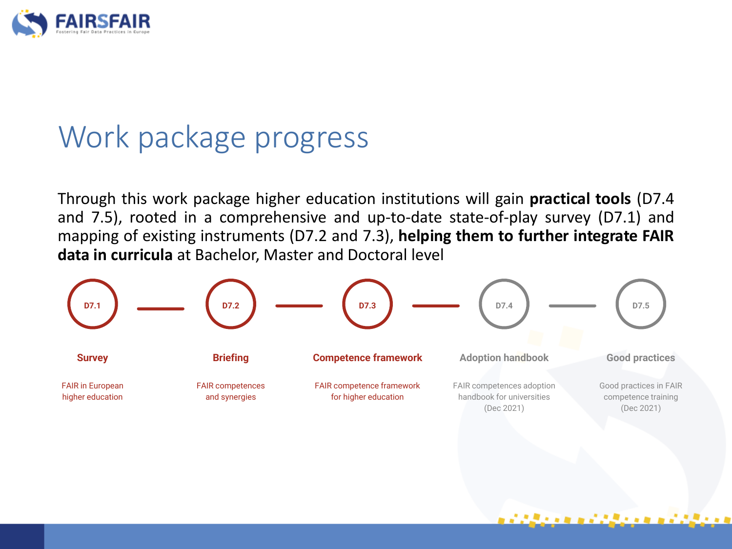# Work package progress

Through this work package higher education institutions will gain **practical tools** (D7.4 and 7.5), rooted in a comprehensive and up-to-date state-of-play survey (D7.1) and mapping of existing instruments (D7.2 and 7.3), **helping them to further integrate FAIR data in curricula** at Bachelor, Master and Doctoral level

| D7.1 | D7.2 | D7.3 | D7.4 | D7.5 |
|---|---|---|---|---|
| **Survey** | **Briefing** | **Competence framework** | **Adoption handbook** | **Good practices** |
| FAIR in European higher education | FAIR competences and synergies | FAIR competence framework for higher education | FAIR competences adoption handbook for universities (Dec 2021) | Good practices in FAIR competence training (Dec 2021) |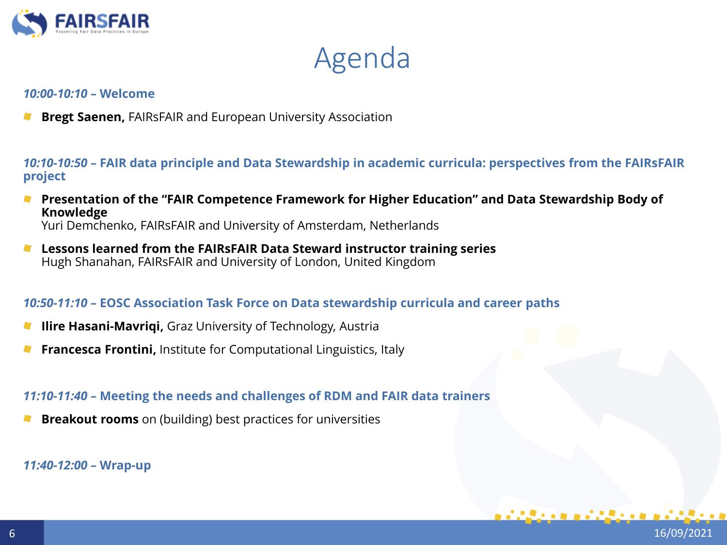# Agenda

***10:00-10:10* – Welcome**

- **Bregt Saenen,** FAIRsFAIR and European University Association

***10:10-10:50* – FAIR data principle and Data Stewardship in academic curricula: perspectives from the FAIRsFAIR project**

- **Presentation of the "FAIR Competence Framework for Higher Education" and Data Stewardship Body of Knowledge**
  Yuri Demchenko, FAIRsFAIR and University of Amsterdam, Netherlands
- **Lessons learned from the FAIRsFAIR Data Steward instructor training series**
  Hugh Shanahan, FAIRsFAIR and University of London, United Kingdom

***10:50-11:10* – EOSC Association Task Force on Data stewardship curricula and career paths**

- **Ilire Hasani-Mavriqi,** Graz University of Technology, Austria
- **Francesca Frontini,** Institute for Computational Linguistics, Italy

***11:10-11:40* – Meeting the needs and challenges of RDM and FAIR data trainers**

- **Breakout rooms** on (building) best practices for universities

***11:40-12:00* – Wrap-up**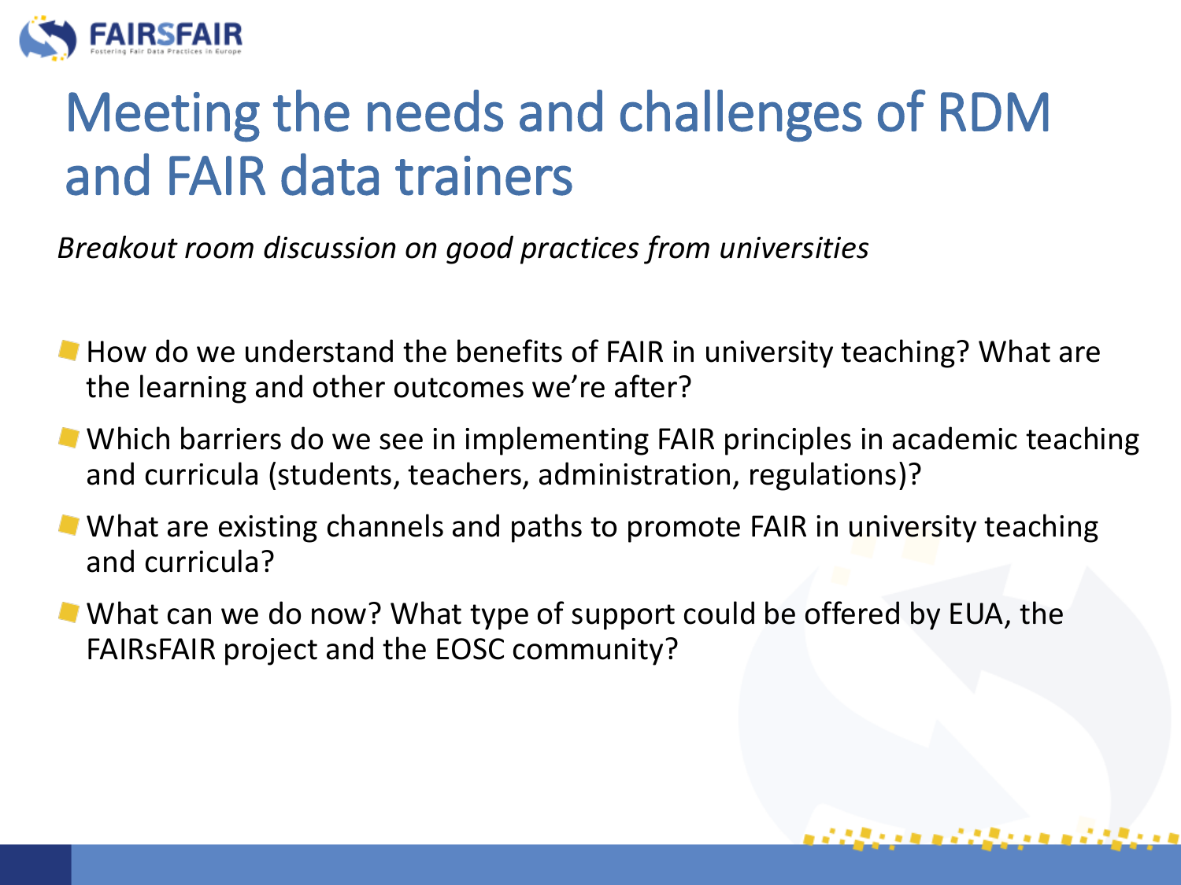# Meeting the needs and challenges of RDM and FAIR data trainers

*Breakout room discussion on good practices from universities*

- How do we understand the benefits of FAIR in university teaching? What are the learning and other outcomes we're after?
- Which barriers do we see in implementing FAIR principles in academic teaching and curricula (students, teachers, administration, regulations)?
- What are existing channels and paths to promote FAIR in university teaching and curricula?
- What can we do now? What type of support could be offered by EUA, the FAIRsFAIR project and the EOSC community?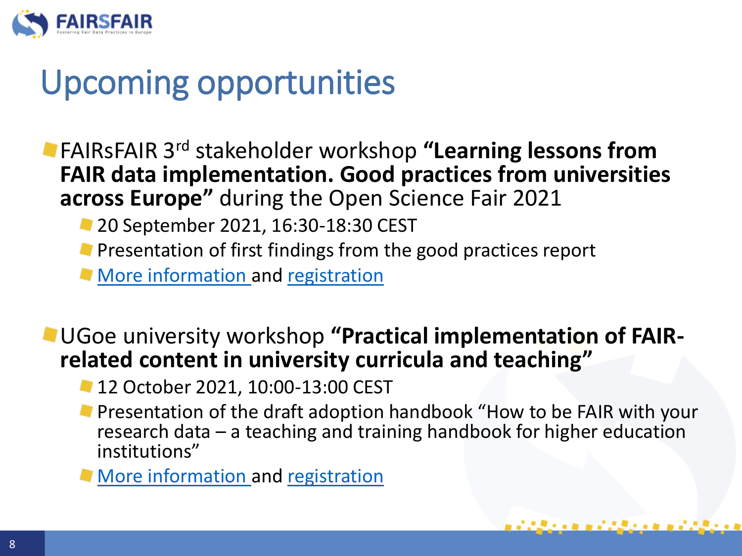# Upcoming opportunities

- FAIRsFAIR 3rd stakeholder workshop **"Learning lessons from FAIR data implementation. Good practices from universities across Europe"** during the Open Science Fair 2021
  - 20 September 2021, 16:30-18:30 CEST
  - Presentation of first findings from the good practices report
  - More information and registration

- UGoe university workshop **"Practical implementation of FAIR-related content in university curricula and teaching"**
  - 12 October 2021, 10:00-13:00 CEST
  - Presentation of the draft adoption handbook "How to be FAIR with your research data – a teaching and training handbook for higher education institutions"
  - More information and registration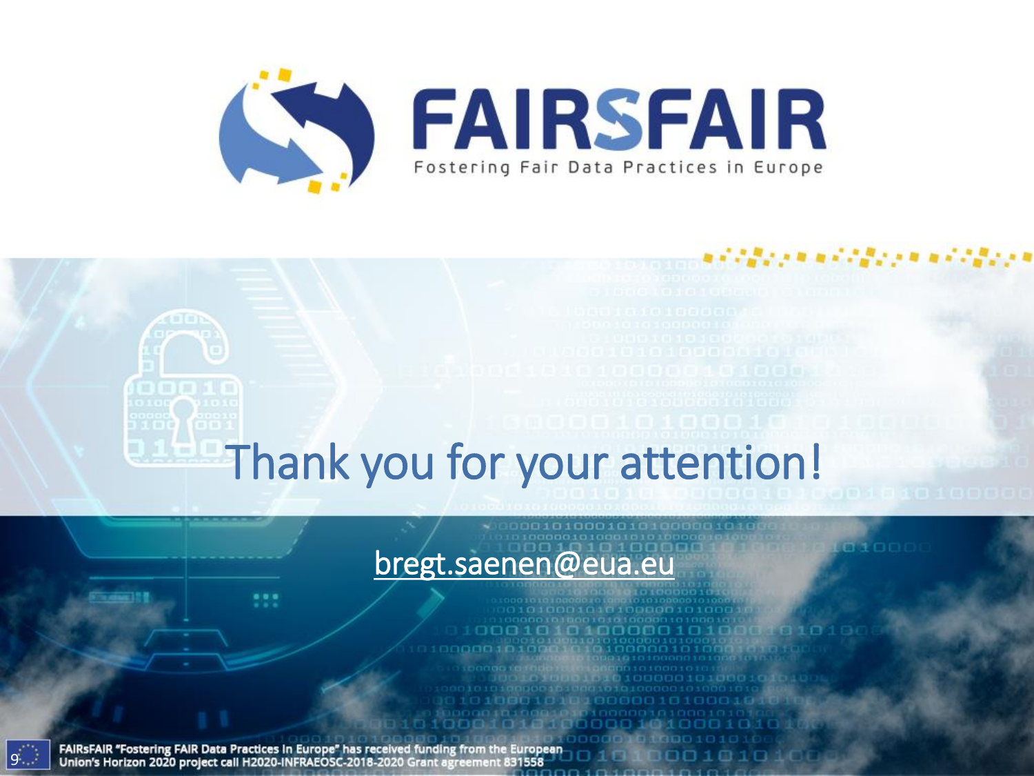FAIRSFAIR

Fostering Fair Data Practices in Europe

# Thank you for your attention!

bregt.saenen@eua.eu

FAIRsFAIR "Fostering FAIR Data Practices in Europe" has received funding from the European Union's Horizon 2020 project call H2020-INFRAEOSC-2018-2020 Grant agreement 831558